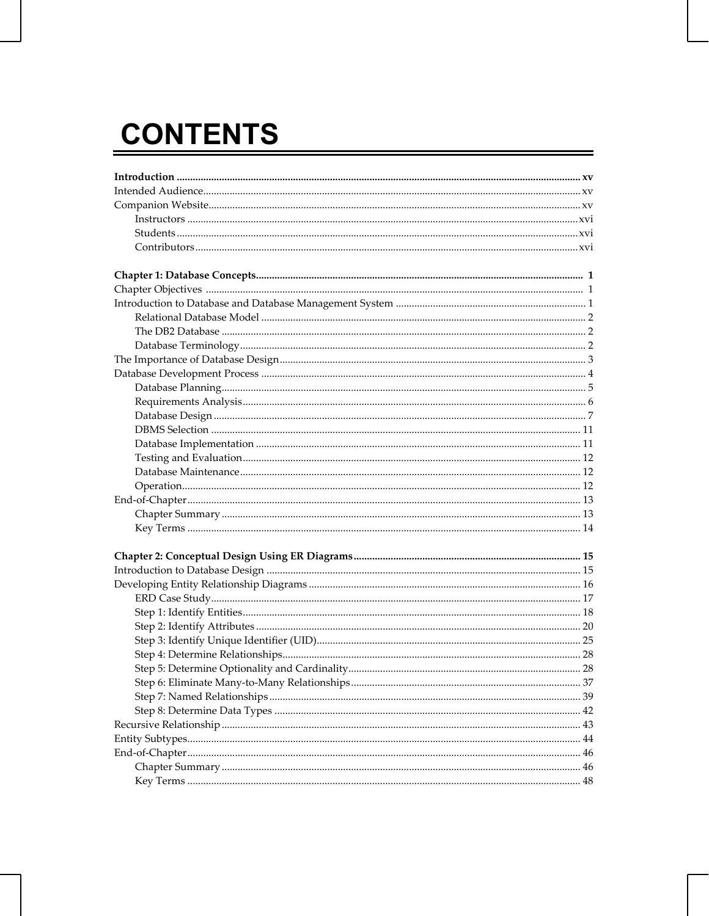# CONTENTS

**Introduction ........................................................................ xv**
Intended Audience........................................................................ xv
Companion Website........................................................................ xv
- Instructors ........................................................................ xvi
- Students ........................................................................ xvi
- Contributors ........................................................................ xvi

**Chapter 1: Database Concepts........................................................................ 1**
Chapter Objectives ........................................................................ 1
Introduction to Database and Database Management System ........................................................................ 1
- Relational Database Model ........................................................................ 2
- The DB2 Database ........................................................................ 2
- Database Terminology ........................................................................ 2

The Importance of Database Design ........................................................................ 3
Database Development Process ........................................................................ 4
- Database Planning ........................................................................ 5
- Requirements Analysis ........................................................................ 6
- Database Design ........................................................................ 7
- DBMS Selection ........................................................................ 11
- Database Implementation ........................................................................ 11
- Testing and Evaluation ........................................................................ 12
- Database Maintenance ........................................................................ 12
- Operation ........................................................................ 12

End-of-Chapter ........................................................................ 13
- Chapter Summary ........................................................................ 13
- Key Terms ........................................................................ 14

**Chapter 2: Conceptual Design Using ER Diagrams........................................................................ 15**
Introduction to Database Design ........................................................................ 15
Developing Entity Relationship Diagrams ........................................................................ 16
- ERD Case Study ........................................................................ 17
- Step 1: Identify Entities ........................................................................ 18
- Step 2: Identify Attributes ........................................................................ 20
- Step 3: Identify Unique Identifier (UID) ........................................................................ 25
- Step 4: Determine Relationships ........................................................................ 28
- Step 5: Determine Optionality and Cardinality ........................................................................ 28
- Step 6: Eliminate Many-to-Many Relationships ........................................................................ 37
- Step 7: Named Relationships ........................................................................ 39
- Step 8: Determine Data Types ........................................................................ 42

Recursive Relationship ........................................................................ 43
Entity Subtypes ........................................................................ 44
End-of-Chapter ........................................................................ 46
- Chapter Summary ........................................................................ 46
- Key Terms ........................................................................ 48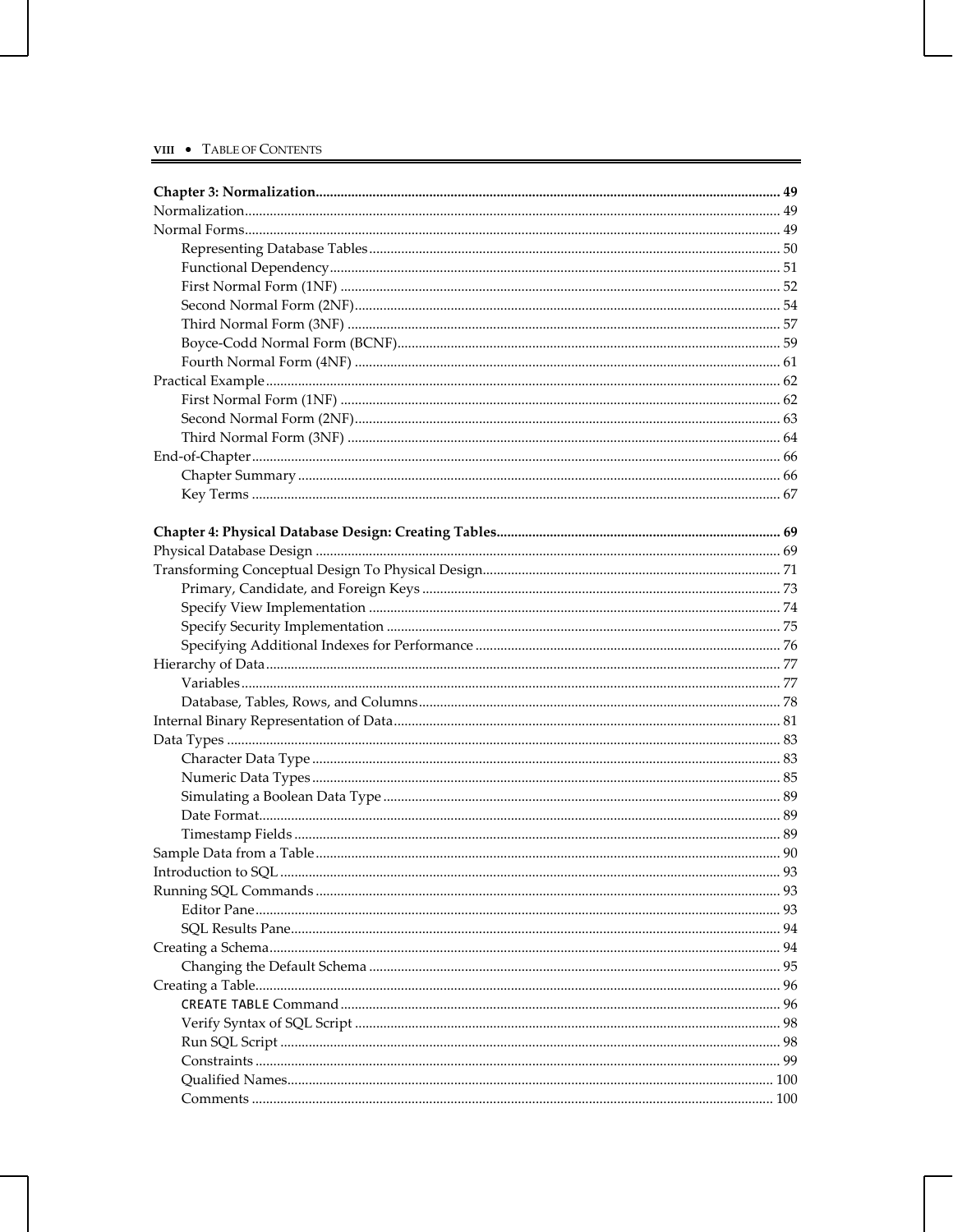**Chapter 3: Normalization ........ 49**

Normalization ........ 49

Normal Forms ........ 49

- Representing Database Tables ........ 50
- Functional Dependency ........ 51
- First Normal Form (1NF) ........ 52
- Second Normal Form (2NF) ........ 54
- Third Normal Form (3NF) ........ 57
- Boyce-Codd Normal Form (BCNF) ........ 59
- Fourth Normal Form (4NF) ........ 61

Practical Example ........ 62

- First Normal Form (1NF) ........ 62
- Second Normal Form (2NF) ........ 63
- Third Normal Form (3NF) ........ 64

End-of-Chapter ........ 66

- Chapter Summary ........ 66
- Key Terms ........ 67

**Chapter 4: Physical Database Design: Creating Tables ........ 69**

Physical Database Design ........ 69

Transforming Conceptual Design To Physical Design ........ 71

- Primary, Candidate, and Foreign Keys ........ 73
- Specify View Implementation ........ 74
- Specify Security Implementation ........ 75
- Specifying Additional Indexes for Performance ........ 76

Hierarchy of Data ........ 77

- Variables ........ 77
- Database, Tables, Rows, and Columns ........ 78

Internal Binary Representation of Data ........ 81

Data Types ........ 83

- Character Data Type ........ 83
- Numeric Data Types ........ 85
- Simulating a Boolean Data Type ........ 89
- Date Format ........ 89
- Timestamp Fields ........ 89

Sample Data from a Table ........ 90

Introduction to SQL ........ 93

Running SQL Commands ........ 93

- Editor Pane ........ 93
- SQL Results Pane ........ 94

Creating a Schema ........ 94

- Changing the Default Schema ........ 95

Creating a Table ........ 96

- `CREATE TABLE` Command ........ 96
- Verify Syntax of SQL Script ........ 98
- Run SQL Script ........ 98
- Constraints ........ 99
- Qualified Names ........ 100
- Comments ........ 100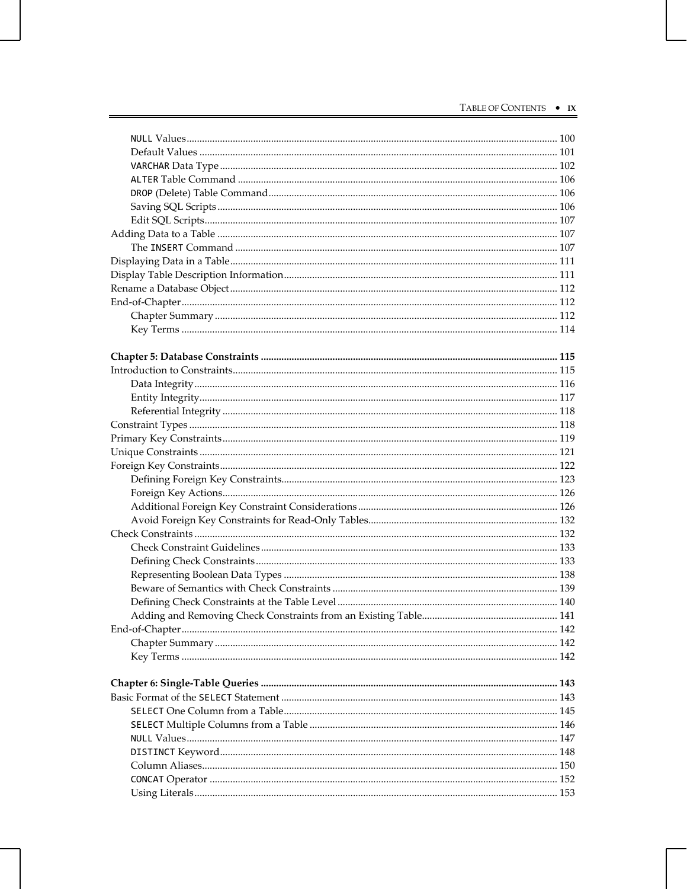`NULL` Values ........................................................ 100
Default Values ........................................................ 101
`VARCHAR` Data Type ........................................................ 102
`ALTER` Table Command ........................................................ 106
`DROP` (Delete) Table Command ........................................................ 106
Saving SQL Scripts ........................................................ 106
Edit SQL Scripts ........................................................ 107

Adding Data to a Table ........................................................ 107
The `INSERT` Command ........................................................ 107

Displaying Data in a Table ........................................................ 111

Display Table Description Information ........................................................ 111

Rename a Database Object ........................................................ 112

End-of-Chapter ........................................................ 112
Chapter Summary ........................................................ 112
Key Terms ........................................................ 114

**Chapter 5: Database Constraints ........................................................ 115**

Introduction to Constraints ........................................................ 115
Data Integrity ........................................................ 116
Entity Integrity ........................................................ 117
Referential Integrity ........................................................ 118

Constraint Types ........................................................ 118

Primary Key Constraints ........................................................ 119

Unique Constraints ........................................................ 121

Foreign Key Constraints ........................................................ 122
Defining Foreign Key Constraints ........................................................ 123
Foreign Key Actions ........................................................ 126
Additional Foreign Key Constraint Considerations ........................................................ 126
Avoid Foreign Key Constraints for Read-Only Tables ........................................................ 132

Check Constraints ........................................................ 132
Check Constraint Guidelines ........................................................ 133
Defining Check Constraints ........................................................ 133
Representing Boolean Data Types ........................................................ 138
Beware of Semantics with Check Constraints ........................................................ 139
Defining Check Constraints at the Table Level ........................................................ 140
Adding and Removing Check Constraints from an Existing Table ........................................................ 141

End-of-Chapter ........................................................ 142
Chapter Summary ........................................................ 142
Key Terms ........................................................ 142

**Chapter 6: Single-Table Queries ........................................................ 143**

Basic Format of the `SELECT` Statement ........................................................ 143
`SELECT` One Column from a Table ........................................................ 145
`SELECT` Multiple Columns from a Table ........................................................ 146
`NULL` Values ........................................................ 147
`DISTINCT` Keyword ........................................................ 148
Column Aliases ........................................................ 150
`CONCAT` Operator ........................................................ 152
Using Literals ........................................................ 153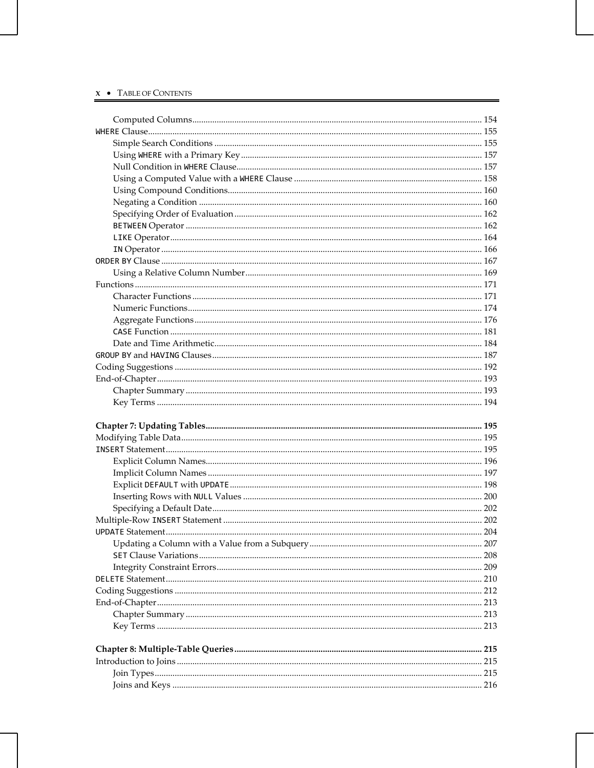Computed Columns ........ 154
`WHERE` Clause ........ 155
Simple Search Conditions ........ 155
Using `WHERE` with a Primary Key ........ 157
Null Condition in `WHERE` Clause ........ 157
Using a Computed Value with a `WHERE` Clause ........ 158
Using Compound Conditions ........ 160
Negating a Condition ........ 160
Specifying Order of Evaluation ........ 162
`BETWEEN` Operator ........ 162
`LIKE` Operator ........ 164
`IN` Operator ........ 166
`ORDER BY` Clause ........ 167
Using a Relative Column Number ........ 169
Functions ........ 171
Character Functions ........ 171
Numeric Functions ........ 174
Aggregate Functions ........ 176
`CASE` Function ........ 181
Date and Time Arithmetic ........ 184
`GROUP BY` and `HAVING` Clauses ........ 187
Coding Suggestions ........ 192
End-of-Chapter ........ 193
Chapter Summary ........ 193
Key Terms ........ 194

**Chapter 7: Updating Tables ........ 195**
Modifying Table Data ........ 195
`INSERT` Statement ........ 195
Explicit Column Names ........ 196
Implicit Column Names ........ 197
Explicit `DEFAULT` with `UPDATE` ........ 198
Inserting Rows with `NULL` Values ........ 200
Specifying a Default Date ........ 202
Multiple-Row `INSERT` Statement ........ 202
`UPDATE` Statement ........ 204
Updating a Column with a Value from a Subquery ........ 207
`SET` Clause Variations ........ 208
Integrity Constraint Errors ........ 209
`DELETE` Statement ........ 210
Coding Suggestions ........ 212
End-of-Chapter ........ 213
Chapter Summary ........ 213
Key Terms ........ 213

**Chapter 8: Multiple-Table Queries ........ 215**
Introduction to Joins ........ 215
Join Types ........ 215
Joins and Keys ........ 216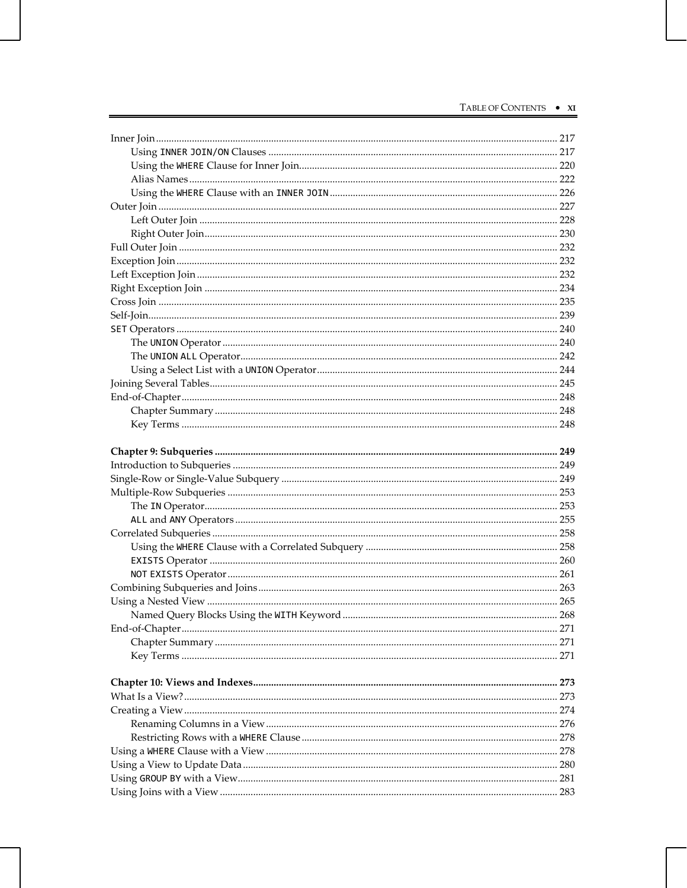Inner Join ........ 217
- Using `INNER JOIN/ON` Clauses ........ 217
- Using the `WHERE` Clause for Inner Join ........ 220
- Alias Names ........ 222
- Using the `WHERE` Clause with an `INNER JOIN` ........ 226

Outer Join ........ 227
- Left Outer Join ........ 228
- Right Outer Join ........ 230

Full Outer Join ........ 232

Exception Join ........ 232

Left Exception Join ........ 232

Right Exception Join ........ 234

Cross Join ........ 235

Self-Join ........ 239

`SET` Operators ........ 240
- The `UNION` Operator ........ 240
- The `UNION ALL` Operator ........ 242
- Using a Select List with a `UNION` Operator ........ 244

Joining Several Tables ........ 245

End-of-Chapter ........ 248
- Chapter Summary ........ 248
- Key Terms ........ 248

**Chapter 9: Subqueries ........ 249**

Introduction to Subqueries ........ 249

Single-Row or Single-Value Subquery ........ 249

Multiple-Row Subqueries ........ 253
- The `IN` Operator ........ 253
- `ALL` and `ANY` Operators ........ 255

Correlated Subqueries ........ 258
- Using the `WHERE` Clause with a Correlated Subquery ........ 258
- `EXISTS` Operator ........ 260
- `NOT EXISTS` Operator ........ 261

Combining Subqueries and Joins ........ 263

Using a Nested View ........ 265
- Named Query Blocks Using the `WITH` Keyword ........ 268

End-of-Chapter ........ 271
- Chapter Summary ........ 271
- Key Terms ........ 271

**Chapter 10: Views and Indexes ........ 273**

What Is a View? ........ 273

Creating a View ........ 274
- Renaming Columns in a View ........ 276
- Restricting Rows with a `WHERE` Clause ........ 278

Using a `WHERE` Clause with a View ........ 278

Using a View to Update Data ........ 280

Using `GROUP BY` with a View ........ 281

Using Joins with a View ........ 283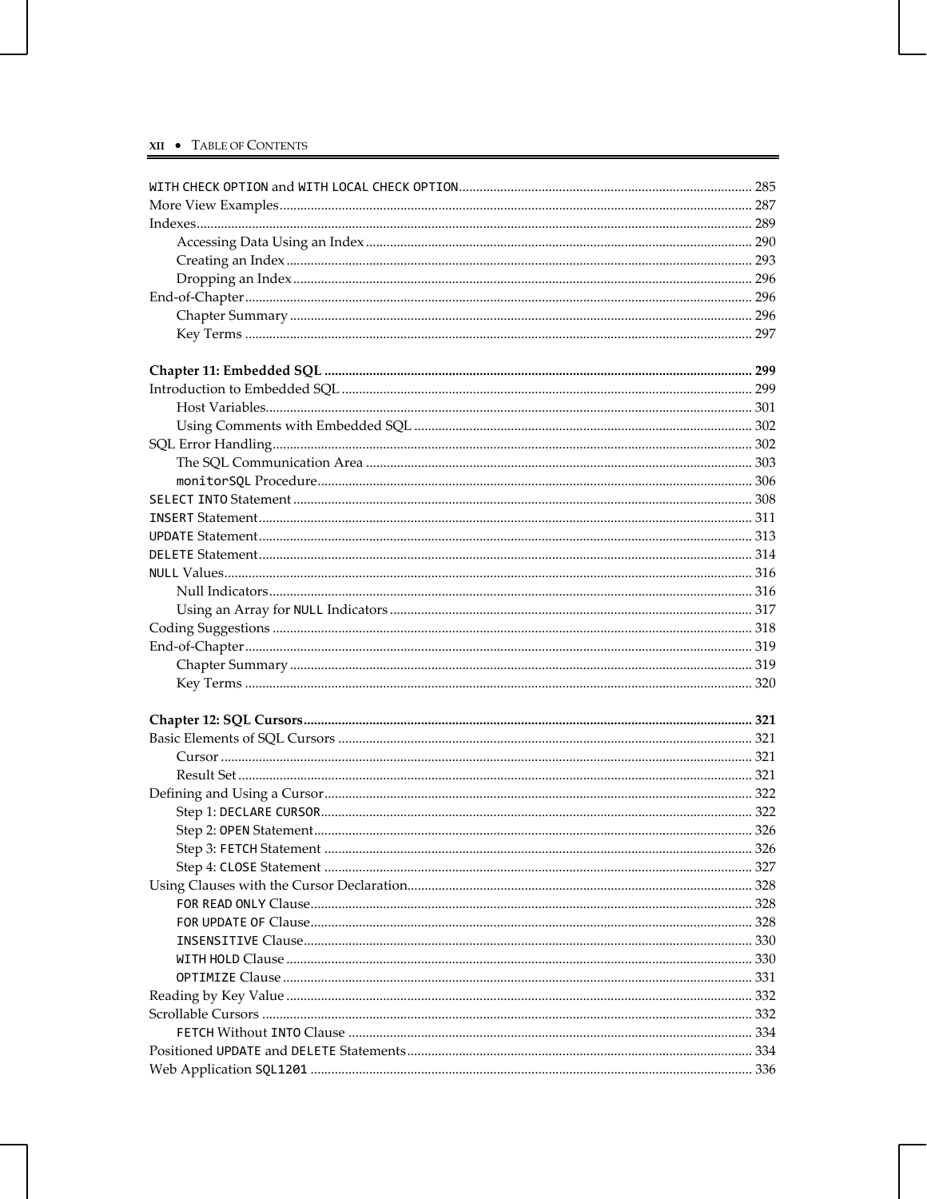`WITH CHECK OPTION` and `WITH LOCAL CHECK OPTION` ... 285
More View Examples ... 287
Indexes ... 289
  Accessing Data Using an Index ... 290
  Creating an Index ... 293
  Dropping an Index ... 296
End-of-Chapter ... 296
  Chapter Summary ... 296
  Key Terms ... 297

**Chapter 11: Embedded SQL ... 299**
Introduction to Embedded SQL ... 299
  Host Variables ... 301
  Using Comments with Embedded SQL ... 302
SQL Error Handling ... 302
  The SQL Communication Area ... 303
  `monitorSQL` Procedure ... 306
`SELECT INTO` Statement ... 308
`INSERT` Statement ... 311
`UPDATE` Statement ... 313
`DELETE` Statement ... 314
`NULL` Values ... 316
  Null Indicators ... 316
  Using an Array for `NULL` Indicators ... 317
Coding Suggestions ... 318
End-of-Chapter ... 319
  Chapter Summary ... 319
  Key Terms ... 320

**Chapter 12: SQL Cursors ... 321**
Basic Elements of SQL Cursors ... 321
  Cursor ... 321
  Result Set ... 321
Defining and Using a Cursor ... 322
  Step 1: `DECLARE CURSOR` ... 322
  Step 2: `OPEN` Statement ... 326
  Step 3: `FETCH` Statement ... 326
  Step 4: `CLOSE` Statement ... 327
Using Clauses with the Cursor Declaration ... 328
  `FOR READ ONLY` Clause ... 328
  `FOR UPDATE OF` Clause ... 328
  `INSENSITIVE` Clause ... 330
  `WITH HOLD` Clause ... 330
  `OPTIMIZE` Clause ... 331
Reading by Key Value ... 332
Scrollable Cursors ... 332
  `FETCH` Without `INTO` Clause ... 334
Positioned `UPDATE` and `DELETE` Statements ... 334
Web Application `SQL1201` ... 336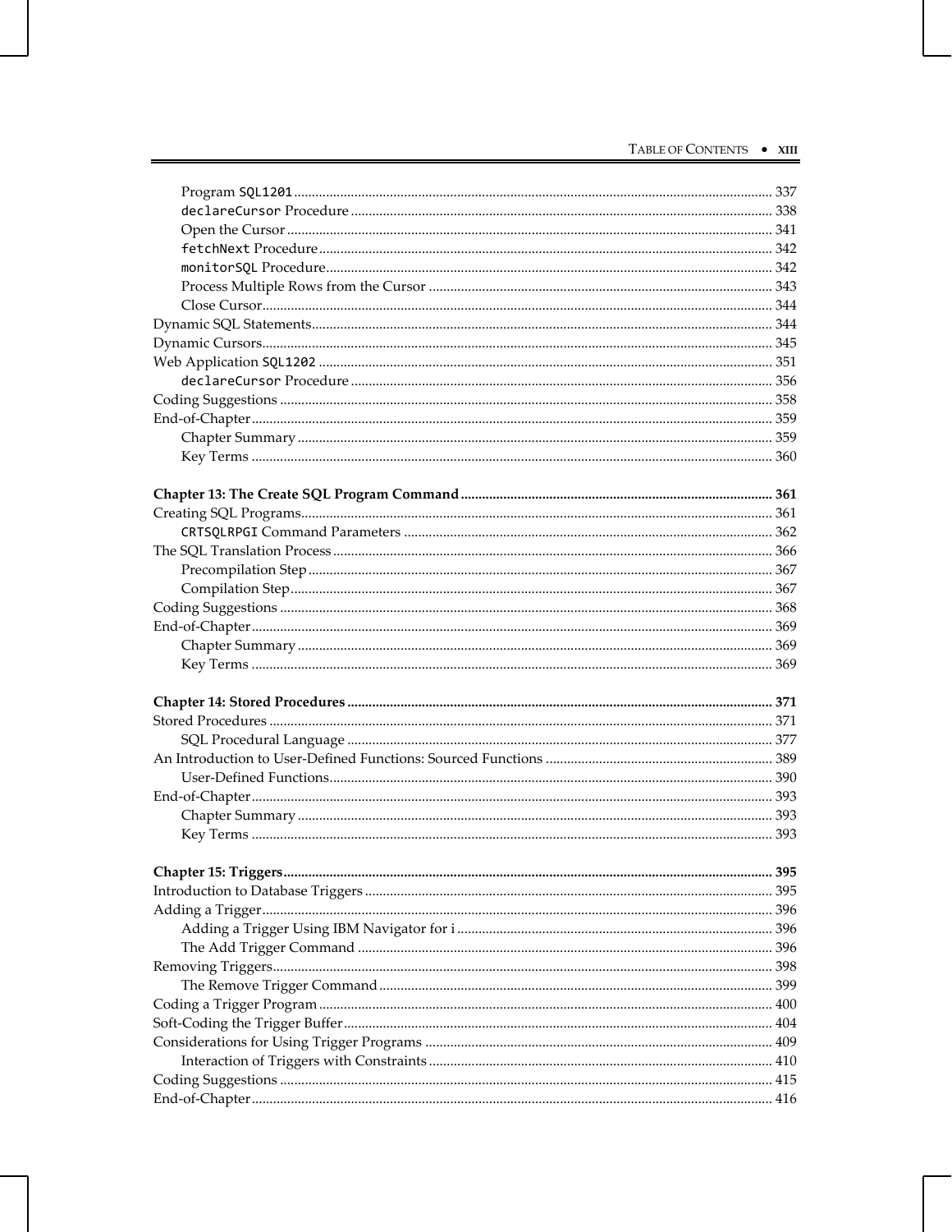- Program `SQL1201` ..... 337
- `declareCursor` Procedure ..... 338
- Open the Cursor ..... 341
- `fetchNext` Procedure ..... 342
- `monitorSQL` Procedure ..... 342
- Process Multiple Rows from the Cursor ..... 343
- Close Cursor ..... 344

Dynamic SQL Statements ..... 344

Dynamic Cursors ..... 345

Web Application `SQL1202` ..... 351

- `declareCursor` Procedure ..... 356

Coding Suggestions ..... 358

End-of-Chapter ..... 359

- Chapter Summary ..... 359
- Key Terms ..... 360

**Chapter 13: The Create SQL Program Command ..... 361**

Creating SQL Programs ..... 361

- `CRTSQLRPGI` Command Parameters ..... 362

The SQL Translation Process ..... 366

- Precompilation Step ..... 367
- Compilation Step ..... 367

Coding Suggestions ..... 368

End-of-Chapter ..... 369

- Chapter Summary ..... 369
- Key Terms ..... 369

**Chapter 14: Stored Procedures ..... 371**

Stored Procedures ..... 371

- SQL Procedural Language ..... 377

An Introduction to User-Defined Functions: Sourced Functions ..... 389

- User-Defined Functions ..... 390

End-of-Chapter ..... 393

- Chapter Summary ..... 393
- Key Terms ..... 393

**Chapter 15: Triggers ..... 395**

Introduction to Database Triggers ..... 395

Adding a Trigger ..... 396

- Adding a Trigger Using IBM Navigator for i ..... 396
- The Add Trigger Command ..... 396

Removing Triggers ..... 398

- The Remove Trigger Command ..... 399

Coding a Trigger Program ..... 400

Soft-Coding the Trigger Buffer ..... 404

Considerations for Using Trigger Programs ..... 409

- Interaction of Triggers with Constraints ..... 410

Coding Suggestions ..... 415

End-of-Chapter ..... 416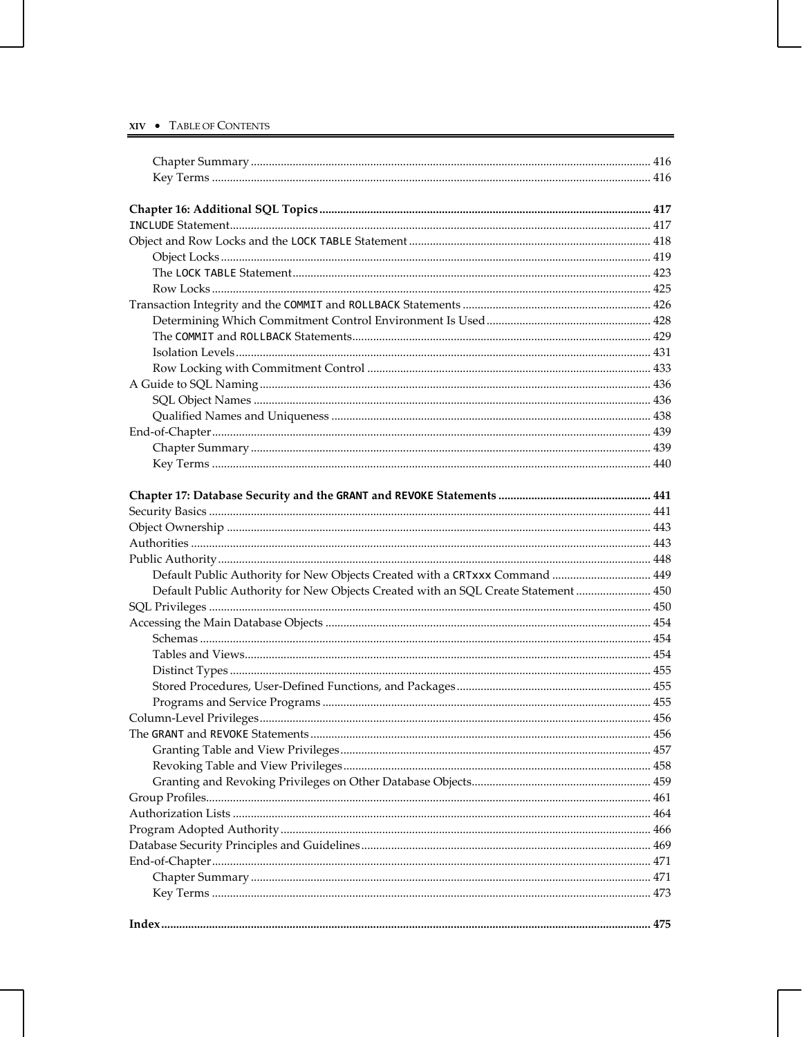Chapter Summary .................................................................................................................................... 416
Key Terms ................................................................................................................................................ 416

**Chapter 16: Additional SQL Topics ............................................................................................................. 417**

`INCLUDE` Statement........................................................................................................................................... 417
Object and Row Locks and the `LOCK TABLE` Statement ................................................................................ 418
Object Locks .............................................................................................................................................. 419
The `LOCK TABLE` Statement...................................................................................................................... 423
Row Locks ................................................................................................................................................. 425
Transaction Integrity and the `COMMIT` and `ROLLBACK` Statements .............................................................. 426
Determining Which Commitment Control Environment Is Used....................................................... 428
The `COMMIT` and `ROLLBACK` Statements.................................................................................................. 429
Isolation Levels .......................................................................................................................................... 431
Row Locking with Commitment Control .............................................................................................. 433
A Guide to SQL Naming ................................................................................................................................. 436
SQL Object Names .................................................................................................................................... 436
Qualified Names and Uniqueness .......................................................................................................... 438
End-of-Chapter ................................................................................................................................................. 439
Chapter Summary .................................................................................................................................... 439
Key Terms ................................................................................................................................................. 440

**Chapter 17: Database Security and the `GRANT` and `REVOKE` Statements .................................................. 441**

Security Basics .................................................................................................................................................. 441
Object Ownership ............................................................................................................................................ 443
Authorities ........................................................................................................................................................ 443
Public Authority ............................................................................................................................................... 448
Default Public Authority for New Objects Created with a `CRTxxx` Command ................................. 449
Default Public Authority for New Objects Created with an SQL Create Statement ......................... 450
SQL Privileges .................................................................................................................................................. 450
Accessing the Main Database Objects ............................................................................................................ 454
Schemas ..................................................................................................................................................... 454
Tables and Views....................................................................................................................................... 454
Distinct Types ........................................................................................................................................... 455
Stored Procedures, User-Defined Functions, and Packages ................................................................ 455
Programs and Service Programs ............................................................................................................. 455
Column-Level Privileges ................................................................................................................................. 456
The `GRANT` and `REVOKE` Statements ................................................................................................................. 456
Granting Table and View Privileges ....................................................................................................... 457
Revoking Table and View Privileges ...................................................................................................... 458
Granting and Revoking Privileges on Other Database Objects........................................................... 459
Group Profiles................................................................................................................................................... 461
Authorization Lists .......................................................................................................................................... 464
Program Adopted Authority .......................................................................................................................... 466
Database Security Principles and Guidelines ................................................................................................ 469
End-of-Chapter ................................................................................................................................................. 471
Chapter Summary .................................................................................................................................... 471
Key Terms ................................................................................................................................................. 473

**Index ................................................................................................................................................................ 475**